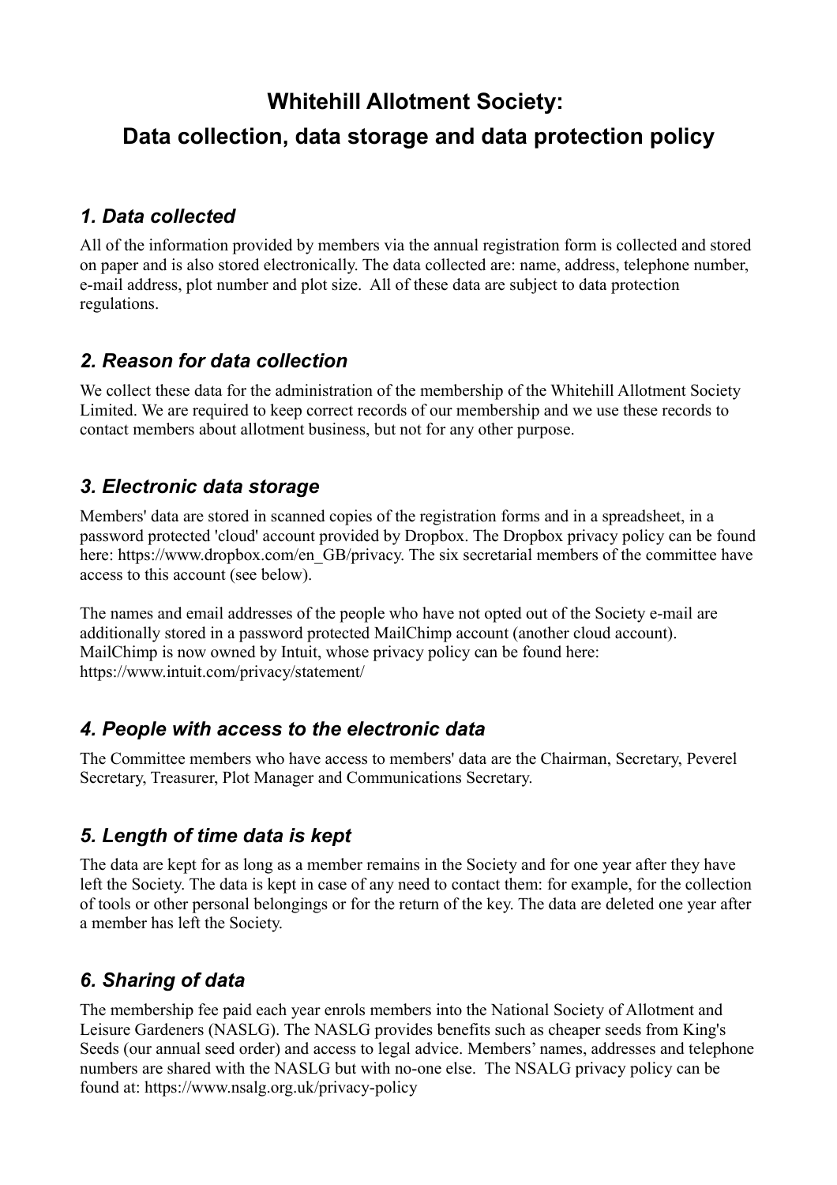# Whitehill Allotment Society:

# Data collection, data storage and data protection policy

## *1. Data collected*

All of the information provided by members via the annual registration form is collected and stored on paper and is also stored electronically. The data collected are: name, address, telephone number, e-mail address, plot number and plot size. All of these data are subject to data protection regulations.

## *2. Reason for data collection*

We collect these data for the administration of the membership of the Whitehill Allotment Society Limited. We are required to keep correct records of our membership and we use these records to contact members about allotment business, but not for any other purpose.

## *3. Electronic data storage*

Members' data are stored in scanned copies of the registration forms and in a spreadsheet, in a password protected 'cloud' account provided by Dropbox. The Dropbox privacy policy can be found here: https://www.dropbox.com/en_GB/privacy. The six secretarial members of the committee have access to this account (see below).

The names and email addresses of the people who have not opted out of the Society e-mail are additionally stored in a password protected MailChimp account (another cloud account). MailChimp is now owned by Intuit, whose privacy policy can be found here: https://www.intuit.com/privacy/statement/

## *4. People with access to the electronic data*

The Committee members who have access to members' data are the Chairman, Secretary, Peverel Secretary, Treasurer, Plot Manager and Communications Secretary.

## *5. Length of time data is kept*

The data are kept for as long as a member remains in the Society and for one year after they have left the Society. The data is kept in case of any need to contact them: for example, for the collection of tools or other personal belongings or for the return of the key. The data are deleted one year after a member has left the Society.

## *6. Sharing of data*

The membership fee paid each year enrols members into the National Society of Allotment and Leisure Gardeners (NASLG). The NASLG provides benefits such as cheaper seeds from King's Seeds (our annual seed order) and access to legal advice. Members' names, addresses and telephone numbers are shared with the NASLG but with no-one else. The NSALG privacy policy can be found at: https://www.nsalg.org.uk/privacy-policy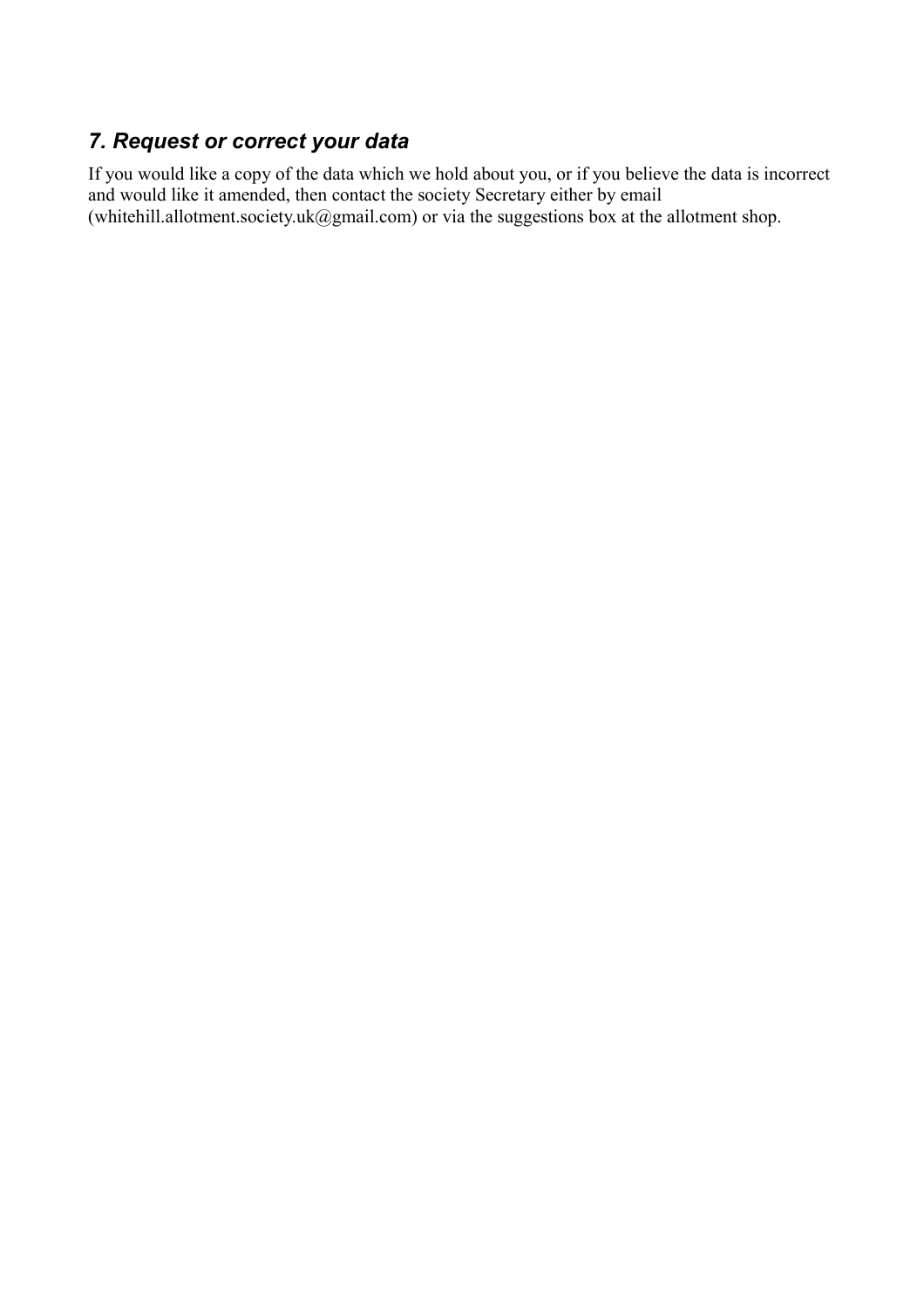## *7. Request or correct your data*

If you would like a copy of the data which we hold about you, or if you believe the data is incorrect and would like it amended, then contact the society Secretary either by email (whitehill.allotment.society.uk@gmail.com) or via the suggestions box at the allotment shop.